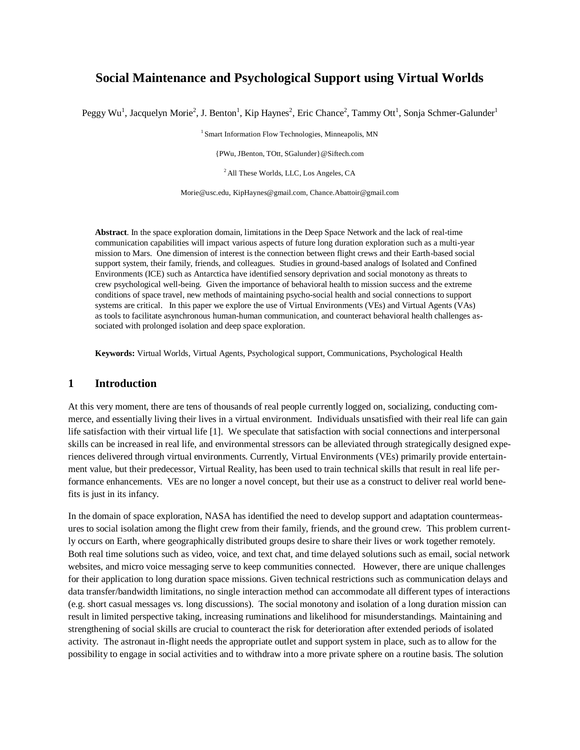# Social Maintenance and Psychological Support using Virtual Worlds

Peggy Wu[1], Jacquelyn Morie[2], J. Benton[1], Kip Haynes[2], Eric Chance[2], Tammy Ott[1], Sonja Schmer-Galunder[1]

[1] Smart Information Flow Technologies, Minneapolis, MN

{PWu, JBenton, TOtt, SGalunder}@Siftech.com

[2] All These Worlds, LLC, Los Angeles, CA

Morie@usc.edu, KipHaynes@gmail.com, Chance.Abattoir@gmail.com

**Abstract**. In the space exploration domain, limitations in the Deep Space Network and the lack of real-time communication capabilities will impact various aspects of future long duration exploration such as a multi-year mission to Mars. One dimension of interest is the connection between flight crews and their Earth-based social support system, their family, friends, and colleagues. Studies in ground-based analogs of Isolated and Confined Environments (ICE) such as Antarctica have identified sensory deprivation and social monotony as threats to crew psychological well-being. Given the importance of behavioral health to mission success and the extreme conditions of space travel, new methods of maintaining psycho-social health and social connections to support systems are critical. In this paper we explore the use of Virtual Environments (VEs) and Virtual Agents (VAs) as tools to facilitate asynchronous human-human communication, and counteract behavioral health challenges associated with prolonged isolation and deep space exploration.

**Keywords:** Virtual Worlds, Virtual Agents, Psychological support, Communications, Psychological Health

## 1 Introduction

At this very moment, there are tens of thousands of real people currently logged on, socializing, conducting commerce, and essentially living their lives in a virtual environment. Individuals unsatisfied with their real life can gain life satisfaction with their virtual life [1]. We speculate that satisfaction with social connections and interpersonal skills can be increased in real life, and environmental stressors can be alleviated through strategically designed experiences delivered through virtual environments. Currently, Virtual Environments (VEs) primarily provide entertainment value, but their predecessor, Virtual Reality, has been used to train technical skills that result in real life performance enhancements. VEs are no longer a novel concept, but their use as a construct to deliver real world benefits is just in its infancy.

In the domain of space exploration, NASA has identified the need to develop support and adaptation countermeasures to social isolation among the flight crew from their family, friends, and the ground crew. This problem currently occurs on Earth, where geographically distributed groups desire to share their lives or work together remotely. Both real time solutions such as video, voice, and text chat, and time delayed solutions such as email, social network websites, and micro voice messaging serve to keep communities connected. However, there are unique challenges for their application to long duration space missions. Given technical restrictions such as communication delays and data transfer/bandwidth limitations, no single interaction method can accommodate all different types of interactions (e.g. short casual messages vs. long discussions). The social monotony and isolation of a long duration mission can result in limited perspective taking, increasing ruminations and likelihood for misunderstandings. Maintaining and strengthening of social skills are crucial to counteract the risk for deterioration after extended periods of isolated activity. The astronaut in-flight needs the appropriate outlet and support system in place, such as to allow for the possibility to engage in social activities and to withdraw into a more private sphere on a routine basis. The solution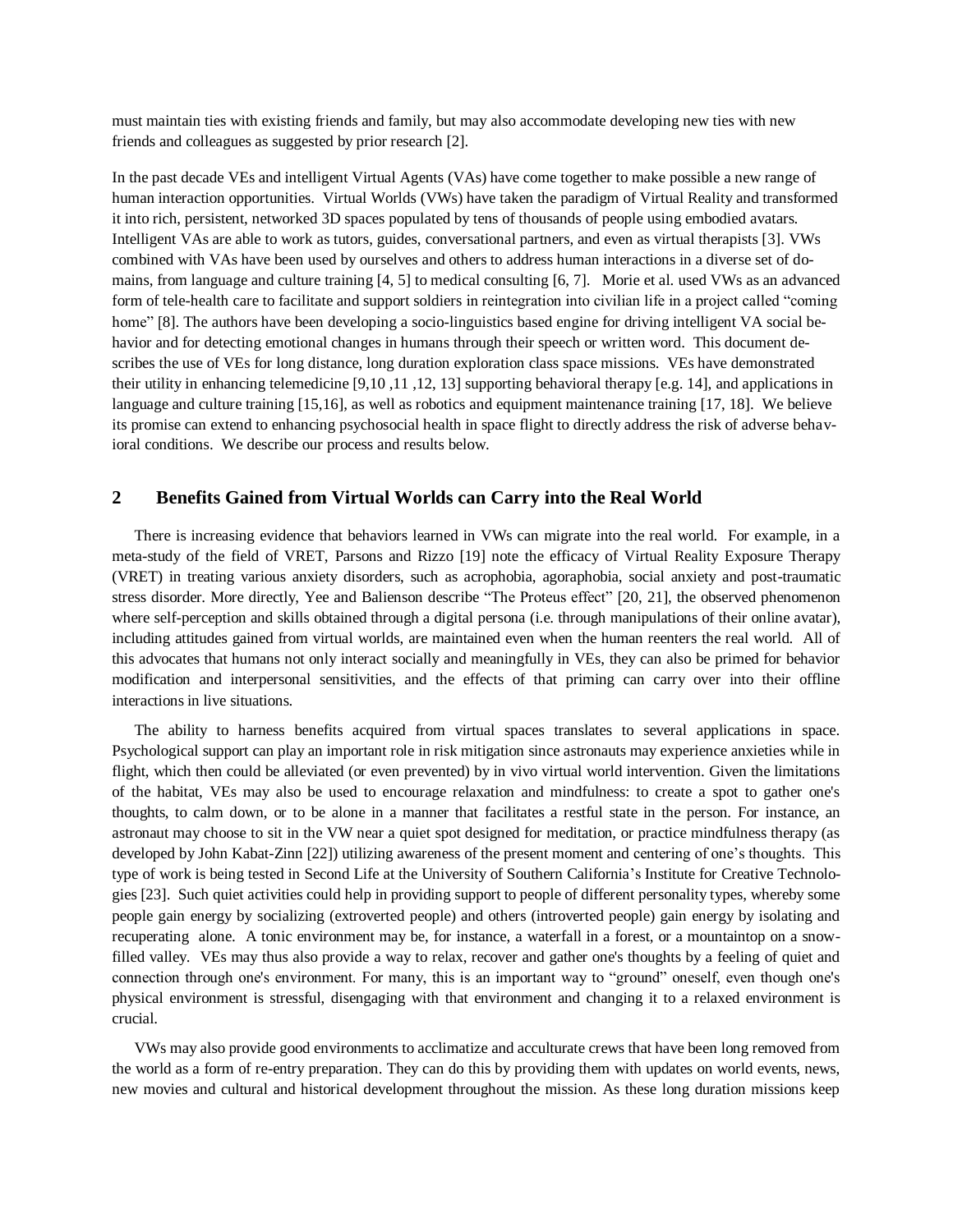must maintain ties with existing friends and family, but may also accommodate developing new ties with new friends and colleagues as suggested by prior research [2].

In the past decade VEs and intelligent Virtual Agents (VAs) have come together to make possible a new range of human interaction opportunities. Virtual Worlds (VWs) have taken the paradigm of Virtual Reality and transformed it into rich, persistent, networked 3D spaces populated by tens of thousands of people using embodied avatars. Intelligent VAs are able to work as tutors, guides, conversational partners, and even as virtual therapists [3]. VWs combined with VAs have been used by ourselves and others to address human interactions in a diverse set of domains, from language and culture training [4, 5] to medical consulting [6, 7]. Morie et al. used VWs as an advanced form of tele-health care to facilitate and support soldiers in reintegration into civilian life in a project called "coming home" [8]. The authors have been developing a socio-linguistics based engine for driving intelligent VA social behavior and for detecting emotional changes in humans through their speech or written word. This document describes the use of VEs for long distance, long duration exploration class space missions. VEs have demonstrated their utility in enhancing telemedicine [9,10 ,11 ,12, 13] supporting behavioral therapy [e.g. 14], and applications in language and culture training [15,16], as well as robotics and equipment maintenance training [17, 18]. We believe its promise can extend to enhancing psychosocial health in space flight to directly address the risk of adverse behavioral conditions. We describe our process and results below.

## 2 Benefits Gained from Virtual Worlds can Carry into the Real World

There is increasing evidence that behaviors learned in VWs can migrate into the real world. For example, in a meta-study of the field of VRET, Parsons and Rizzo [19] note the efficacy of Virtual Reality Exposure Therapy (VRET) in treating various anxiety disorders, such as acrophobia, agoraphobia, social anxiety and post-traumatic stress disorder. More directly, Yee and Balienson describe "The Proteus effect" [20, 21], the observed phenomenon where self-perception and skills obtained through a digital persona (i.e. through manipulations of their online avatar), including attitudes gained from virtual worlds, are maintained even when the human reenters the real world. All of this advocates that humans not only interact socially and meaningfully in VEs, they can also be primed for behavior modification and interpersonal sensitivities, and the effects of that priming can carry over into their offline interactions in live situations.

The ability to harness benefits acquired from virtual spaces translates to several applications in space. Psychological support can play an important role in risk mitigation since astronauts may experience anxieties while in flight, which then could be alleviated (or even prevented) by in vivo virtual world intervention. Given the limitations of the habitat, VEs may also be used to encourage relaxation and mindfulness: to create a spot to gather one's thoughts, to calm down, or to be alone in a manner that facilitates a restful state in the person. For instance, an astronaut may choose to sit in the VW near a quiet spot designed for meditation, or practice mindfulness therapy (as developed by John Kabat-Zinn [22]) utilizing awareness of the present moment and centering of one's thoughts. This type of work is being tested in Second Life at the University of Southern California's Institute for Creative Technologies [23]. Such quiet activities could help in providing support to people of different personality types, whereby some people gain energy by socializing (extroverted people) and others (introverted people) gain energy by isolating and recuperating alone. A tonic environment may be, for instance, a waterfall in a forest, or a mountaintop on a snow-filled valley. VEs may thus also provide a way to relax, recover and gather one's thoughts by a feeling of quiet and connection through one's environment. For many, this is an important way to "ground" oneself, even though one's physical environment is stressful, disengaging with that environment and changing it to a relaxed environment is crucial.

VWs may also provide good environments to acclimatize and acculturate crews that have been long removed from the world as a form of re-entry preparation. They can do this by providing them with updates on world events, news, new movies and cultural and historical development throughout the mission. As these long duration missions keep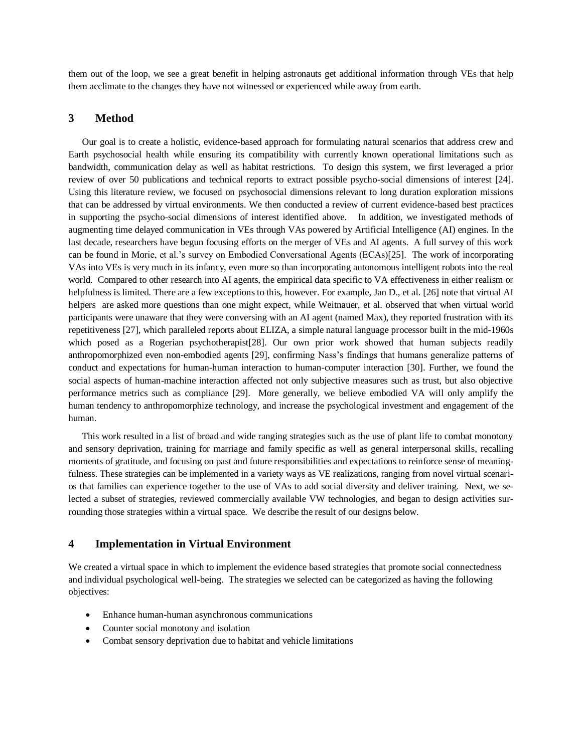them out of the loop, we see a great benefit in helping astronauts get additional information through VEs that help them acclimate to the changes they have not witnessed or experienced while away from earth.

## 3 Method

Our goal is to create a holistic, evidence-based approach for formulating natural scenarios that address crew and Earth psychosocial health while ensuring its compatibility with currently known operational limitations such as bandwidth, communication delay as well as habitat restrictions. To design this system, we first leveraged a prior review of over 50 publications and technical reports to extract possible psycho-social dimensions of interest [24]. Using this literature review, we focused on psychosocial dimensions relevant to long duration exploration missions that can be addressed by virtual environments. We then conducted a review of current evidence-based best practices in supporting the psycho-social dimensions of interest identified above. In addition, we investigated methods of augmenting time delayed communication in VEs through VAs powered by Artificial Intelligence (AI) engines. In the last decade, researchers have begun focusing efforts on the merger of VEs and AI agents. A full survey of this work can be found in Morie, et al.'s survey on Embodied Conversational Agents (ECAs)[25]. The work of incorporating VAs into VEs is very much in its infancy, even more so than incorporating autonomous intelligent robots into the real world. Compared to other research into AI agents, the empirical data specific to VA effectiveness in either realism or helpfulness is limited. There are a few exceptions to this, however. For example, Jan D., et al. [26] note that virtual AI helpers are asked more questions than one might expect, while Weitnauer, et al. observed that when virtual world participants were unaware that they were conversing with an AI agent (named Max), they reported frustration with its repetitiveness [27], which paralleled reports about ELIZA, a simple natural language processor built in the mid-1960s which posed as a Rogerian psychotherapist[28]. Our own prior work showed that human subjects readily anthropomorphized even non-embodied agents [29], confirming Nass's findings that humans generalize patterns of conduct and expectations for human-human interaction to human-computer interaction [30]. Further, we found the social aspects of human-machine interaction affected not only subjective measures such as trust, but also objective performance metrics such as compliance [29]. More generally, we believe embodied VA will only amplify the human tendency to anthropomorphize technology, and increase the psychological investment and engagement of the human.

This work resulted in a list of broad and wide ranging strategies such as the use of plant life to combat monotony and sensory deprivation, training for marriage and family specific as well as general interpersonal skills, recalling moments of gratitude, and focusing on past and future responsibilities and expectations to reinforce sense of meaningfulness. These strategies can be implemented in a variety ways as VE realizations, ranging from novel virtual scenarios that families can experience together to the use of VAs to add social diversity and deliver training. Next, we selected a subset of strategies, reviewed commercially available VW technologies, and began to design activities surrounding those strategies within a virtual space. We describe the result of our designs below.

## 4 Implementation in Virtual Environment

We created a virtual space in which to implement the evidence based strategies that promote social connectedness and individual psychological well-being. The strategies we selected can be categorized as having the following objectives:

- Enhance human-human asynchronous communications
- Counter social monotony and isolation
- Combat sensory deprivation due to habitat and vehicle limitations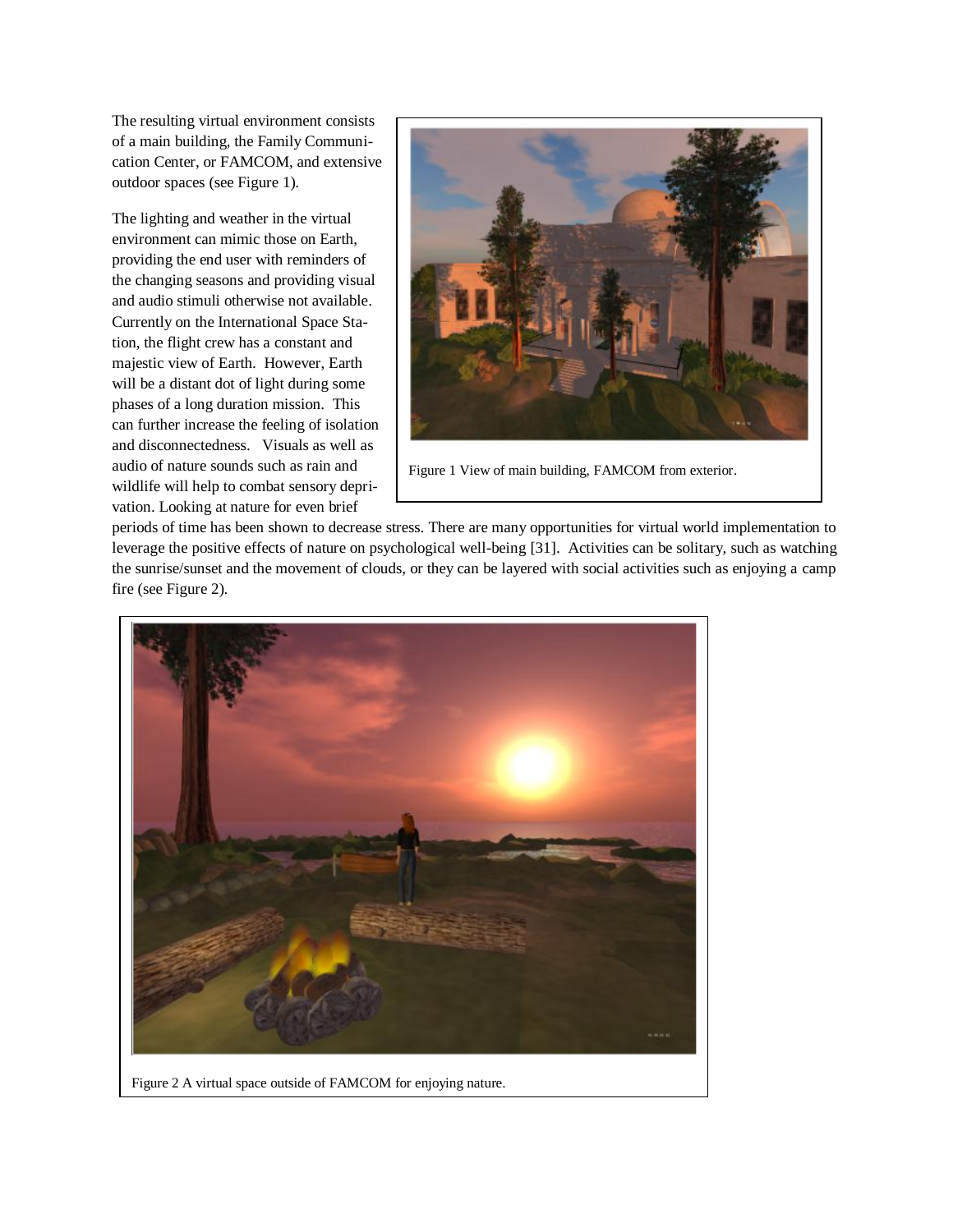The resulting virtual environment consists of a main building, the Family Communication Center, or FAMCOM, and extensive outdoor spaces (see Figure 1).

The lighting and weather in the virtual environment can mimic those on Earth, providing the end user with reminders of the changing seasons and providing visual and audio stimuli otherwise not available. Currently on the International Space Station, the flight crew has a constant and majestic view of Earth. However, Earth will be a distant dot of light during some phases of a long duration mission. This can further increase the feeling of isolation and disconnectedness. Visuals as well as audio of nature sounds such as rain and wildlife will help to combat sensory deprivation. Looking at nature for even brief periods of time has been shown to decrease stress. There are many opportunities for virtual world implementation to leverage the positive effects of nature on psychological well-being [31]. Activities can be solitary, such as watching the sunrise/sunset and the movement of clouds, or they can be layered with social activities such as enjoying a camp fire (see Figure 2).

Figure 1 View of main building, FAMCOM from exterior.

Figure 2 A virtual space outside of FAMCOM for enjoying nature.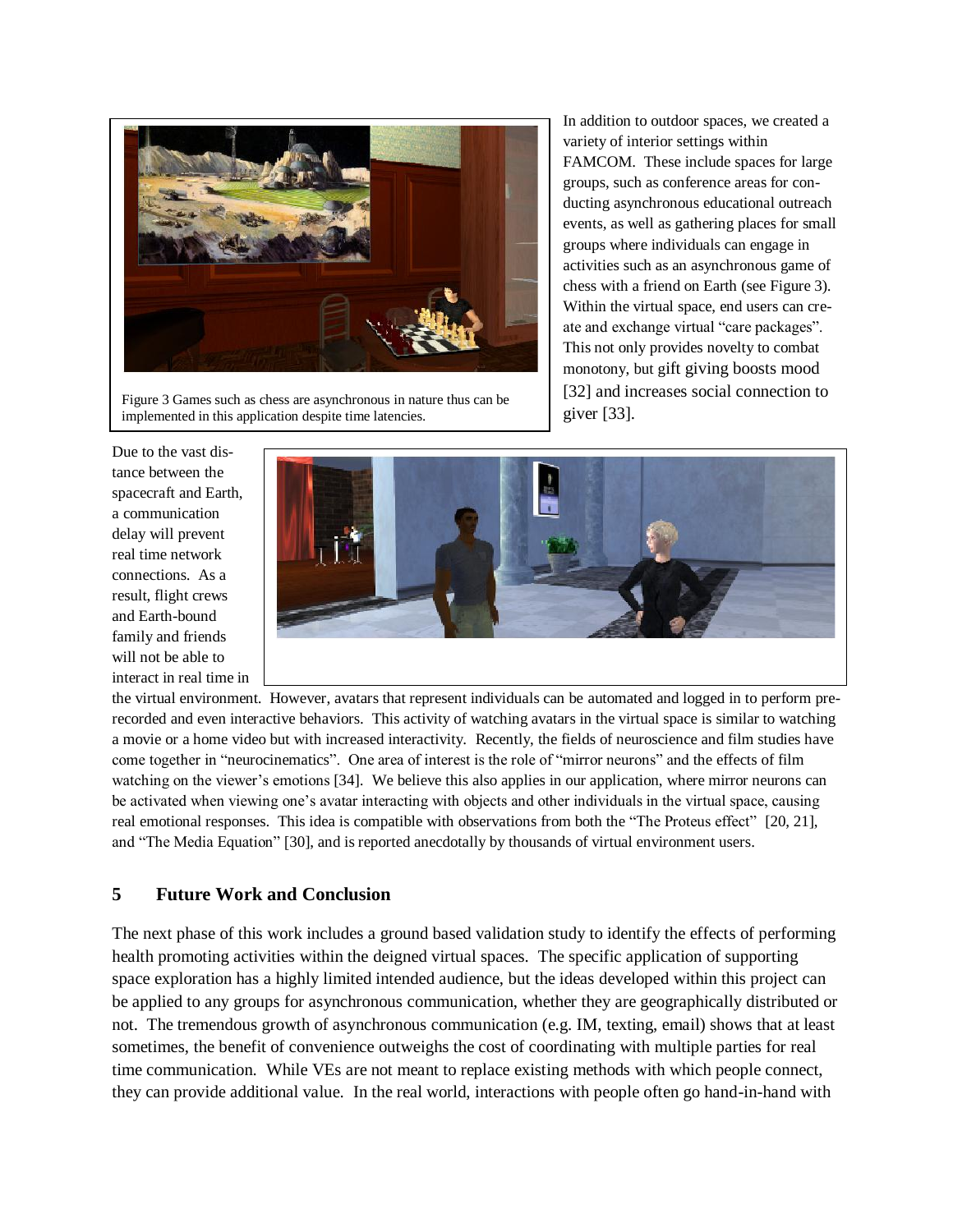Figure 3 Games such as chess are asynchronous in nature thus can be implemented in this application despite time latencies.

In addition to outdoor spaces, we created a variety of interior settings within FAMCOM. These include spaces for large groups, such as conference areas for conducting asynchronous educational outreach events, as well as gathering places for small groups where individuals can engage in activities such as an asynchronous game of chess with a friend on Earth (see Figure 3). Within the virtual space, end users can create and exchange virtual "care packages". This not only provides novelty to combat monotony, but gift giving boosts mood [32] and increases social connection to giver [33].

Due to the vast distance between the spacecraft and Earth, a communication delay will prevent real time network connections. As a result, flight crews and Earth-bound family and friends will not be able to interact in real time in the virtual environment. However, avatars that represent individuals can be automated and logged in to perform pre-recorded and even interactive behaviors. This activity of watching avatars in the virtual space is similar to watching a movie or a home video but with increased interactivity. Recently, the fields of neuroscience and film studies have come together in "neurocinematics". One area of interest is the role of "mirror neurons" and the effects of film watching on the viewer's emotions [34]. We believe this also applies in our application, where mirror neurons can be activated when viewing one's avatar interacting with objects and other individuals in the virtual space, causing real emotional responses. This idea is compatible with observations from both the "The Proteus effect" [20, 21], and "The Media Equation" [30], and is reported anecdotally by thousands of virtual environment users.

## 5 Future Work and Conclusion

The next phase of this work includes a ground based validation study to identify the effects of performing health promoting activities within the deigned virtual spaces. The specific application of supporting space exploration has a highly limited intended audience, but the ideas developed within this project can be applied to any groups for asynchronous communication, whether they are geographically distributed or not. The tremendous growth of asynchronous communication (e.g. IM, texting, email) shows that at least sometimes, the benefit of convenience outweighs the cost of coordinating with multiple parties for real time communication. While VEs are not meant to replace existing methods with which people connect, they can provide additional value. In the real world, interactions with people often go hand-in-hand with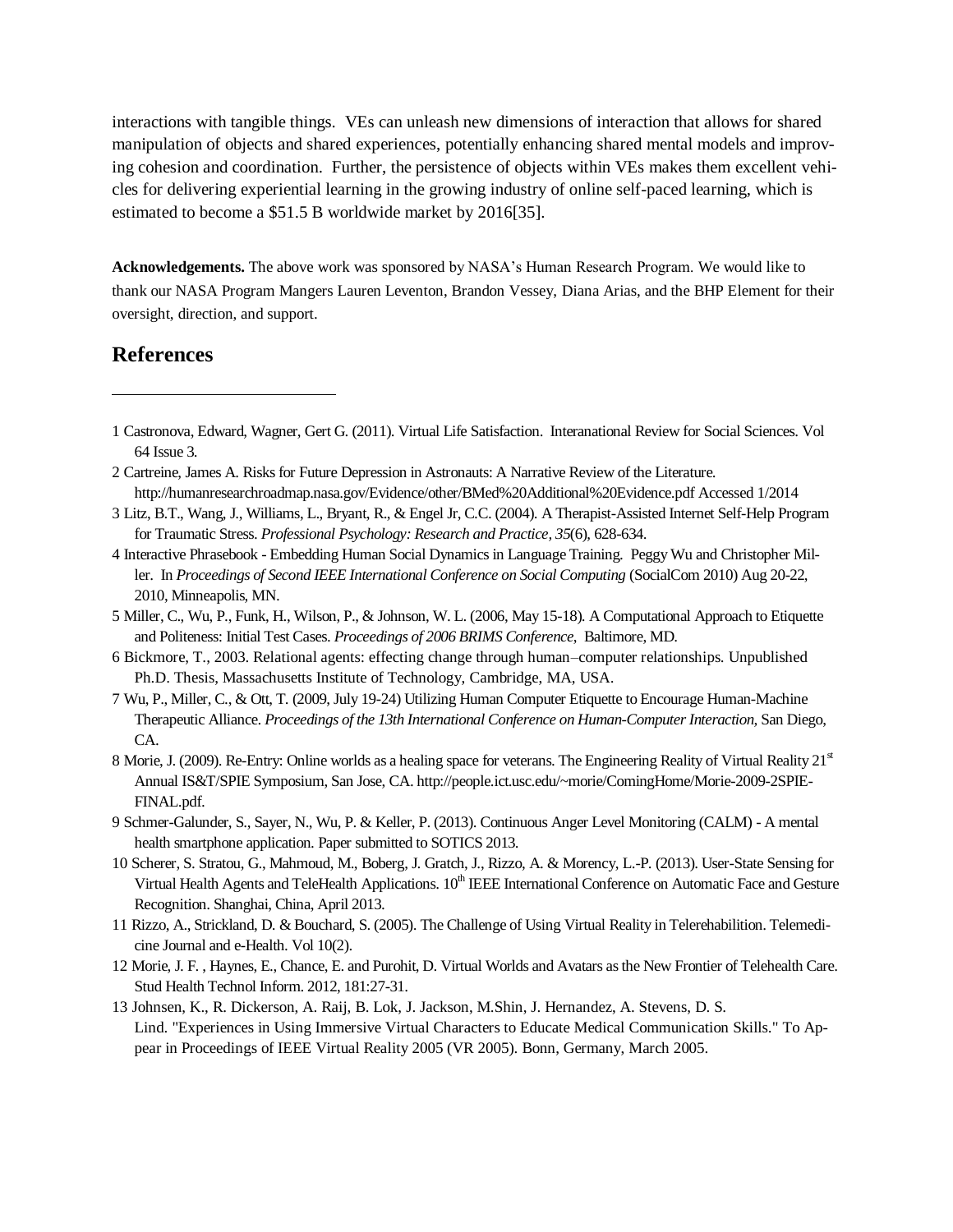interactions with tangible things. VEs can unleash new dimensions of interaction that allows for shared manipulation of objects and shared experiences, potentially enhancing shared mental models and improving cohesion and coordination. Further, the persistence of objects within VEs makes them excellent vehicles for delivering experiential learning in the growing industry of online self-paced learning, which is estimated to become a $51.5 B worldwide market by 2016[35].

**Acknowledgements.** The above work was sponsored by NASA's Human Research Program. We would like to thank our NASA Program Mangers Lauren Leventon, Brandon Vessey, Diana Arias, and the BHP Element for their oversight, direction, and support.

## References

---

1 Castronova, Edward, Wagner, Gert G. (2011). Virtual Life Satisfaction. Interanational Review for Social Sciences. Vol 64 Issue 3.

2 Cartreine, James A. Risks for Future Depression in Astronauts: A Narrative Review of the Literature. http://humanresearchroadmap.nasa.gov/Evidence/other/BMed%20Additional%20Evidence.pdf Accessed 1/2014

3 Litz, B.T., Wang, J., Williams, L., Bryant, R., & Engel Jr, C.C. (2004). A Therapist-Assisted Internet Self-Help Program for Traumatic Stress. *Professional Psychology: Research and Practice, 35*(6), 628-634.

4 Interactive Phrasebook - Embedding Human Social Dynamics in Language Training. Peggy Wu and Christopher Miller. In *Proceedings of Second IEEE International Conference on Social Computing* (SocialCom 2010) Aug 20-22, 2010, Minneapolis, MN.

5 Miller, C., Wu, P., Funk, H., Wilson, P., & Johnson, W. L. (2006, May 15-18). A Computational Approach to Etiquette and Politeness: Initial Test Cases. *Proceedings of 2006 BRIMS Conference*, Baltimore, MD.

6 Bickmore, T., 2003. Relational agents: effecting change through human–computer relationships. Unpublished Ph.D. Thesis, Massachusetts Institute of Technology, Cambridge, MA, USA.

7 Wu, P., Miller, C., & Ott, T. (2009, July 19-24) Utilizing Human Computer Etiquette to Encourage Human-Machine Therapeutic Alliance. *Proceedings of the 13th International Conference on Human-Computer Interaction*, San Diego, CA.

8 Morie, J. (2009). Re-Entry: Online worlds as a healing space for veterans. The Engineering Reality of Virtual Reality 21st Annual IS&T/SPIE Symposium, San Jose, CA. http://people.ict.usc.edu/~morie/ComingHome/Morie-2009-2SPIE-FINAL.pdf.

9 Schmer-Galunder, S., Sayer, N., Wu, P. & Keller, P. (2013). Continuous Anger Level Monitoring (CALM) - A mental health smartphone application. Paper submitted to SOTICS 2013.

10 Scherer, S. Stratou, G., Mahmoud, M., Boberg, J. Gratch, J., Rizzo, A. & Morency, L.-P. (2013). User-State Sensing for Virtual Health Agents and TeleHealth Applications. 10th IEEE International Conference on Automatic Face and Gesture Recognition. Shanghai, China, April 2013.

11 Rizzo, A., Strickland, D. & Bouchard, S. (2005). The Challenge of Using Virtual Reality in Telerehabilition. Telemedicine Journal and e-Health. Vol 10(2).

12 Morie, J. F. , Haynes, E., Chance, E. and Purohit, D. Virtual Worlds and Avatars as the New Frontier of Telehealth Care. Stud Health Technol Inform. 2012, 181:27-31.

13 Johnsen, K., R. Dickerson, A. Raij, B. Lok, J. Jackson, M.Shin, J. Hernandez, A. Stevens, D. S. Lind. "Experiences in Using Immersive Virtual Characters to Educate Medical Communication Skills." To Appear in Proceedings of IEEE Virtual Reality 2005 (VR 2005). Bonn, Germany, March 2005.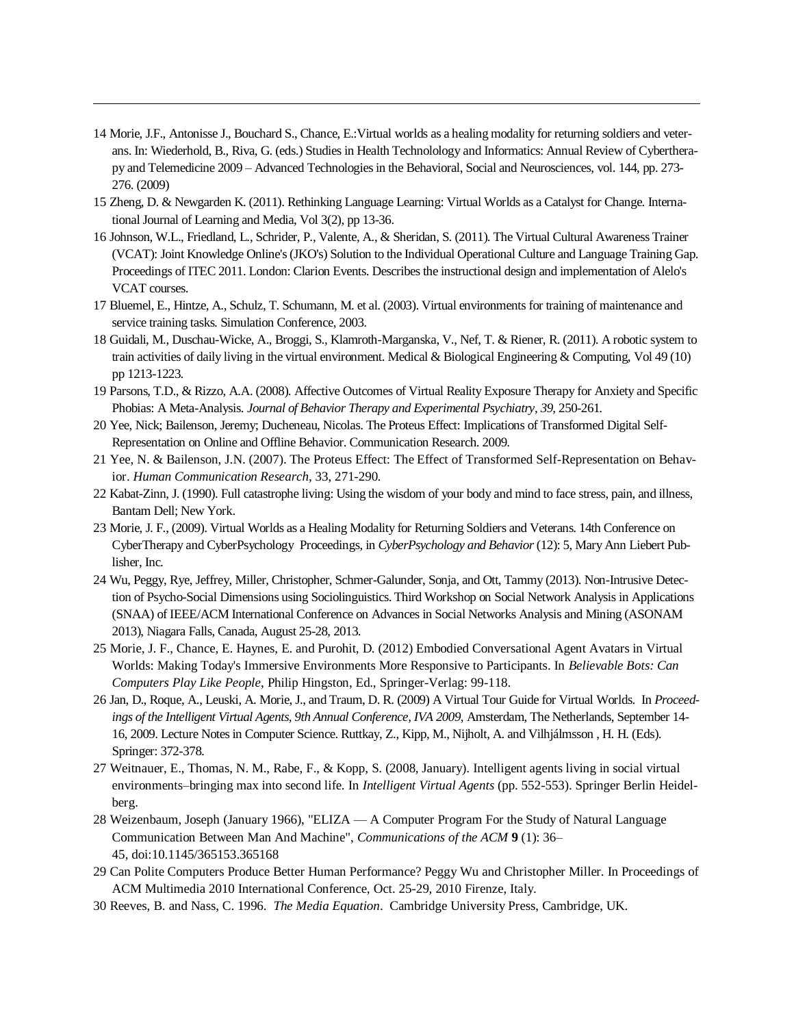14 Morie, J.F., Antonisse J., Bouchard S., Chance, E.:Virtual worlds as a healing modality for returning soldiers and veterans. In: Wiederhold, B., Riva, G. (eds.) Studies in Health Technolology and Informatics: Annual Review of Cybertherapy and Telemedicine 2009 – Advanced Technologies in the Behavioral, Social and Neurosciences, vol. 144, pp. 273-276. (2009)

15 Zheng, D. & Newgarden K. (2011). Rethinking Language Learning: Virtual Worlds as a Catalyst for Change. International Journal of Learning and Media, Vol 3(2), pp 13-36.

16 Johnson, W.L., Friedland, L., Schrider, P., Valente, A., & Sheridan, S. (2011). The Virtual Cultural Awareness Trainer (VCAT): Joint Knowledge Online's (JKO's) Solution to the Individual Operational Culture and Language Training Gap. Proceedings of ITEC 2011. London: Clarion Events. Describes the instructional design and implementation of Alelo's VCAT courses.

17 Bluemel, E., Hintze, A., Schulz, T. Schumann, M. et al. (2003). Virtual environments for training of maintenance and service training tasks. Simulation Conference, 2003.

18 Guidali, M., Duschau-Wicke, A., Broggi, S., Klamroth-Marganska, V., Nef, T. & Riener, R. (2011). A robotic system to train activities of daily living in the virtual environment. Medical & Biological Engineering & Computing, Vol 49 (10) pp 1213-1223.

19 Parsons, T.D., & Rizzo, A.A. (2008). Affective Outcomes of Virtual Reality Exposure Therapy for Anxiety and Specific Phobias: A Meta-Analysis. *Journal of Behavior Therapy and Experimental Psychiatry, 39*, 250-261.

20 Yee, Nick; Bailenson, Jeremy; Ducheneau, Nicolas. The Proteus Effect: Implications of Transformed Digital Self-Representation on Online and Offline Behavior. Communication Research. 2009.

21 Yee, N. & Bailenson, J.N. (2007). The Proteus Effect: The Effect of Transformed Self-Representation on Behavior. *Human Communication Research*, 33, 271-290.

22 Kabat-Zinn, J. (1990). Full catastrophe living: Using the wisdom of your body and mind to face stress, pain, and illness, Bantam Dell; New York.

23 Morie, J. F., (2009). Virtual Worlds as a Healing Modality for Returning Soldiers and Veterans. 14th Conference on CyberTherapy and CyberPsychology Proceedings, in *CyberPsychology and Behavior* (12): 5, Mary Ann Liebert Publisher, Inc.

24 Wu, Peggy, Rye, Jeffrey, Miller, Christopher, Schmer-Galunder, Sonja, and Ott, Tammy (2013). Non-Intrusive Detection of Psycho-Social Dimensions using Sociolinguistics. Third Workshop on Social Network Analysis in Applications (SNAA) of IEEE/ACM International Conference on Advances in Social Networks Analysis and Mining (ASONAM 2013), Niagara Falls, Canada, August 25-28, 2013.

25 Morie, J. F., Chance, E. Haynes, E. and Purohit, D. (2012) Embodied Conversational Agent Avatars in Virtual Worlds: Making Today's Immersive Environments More Responsive to Participants. In *Believable Bots: Can Computers Play Like People*, Philip Hingston, Ed., Springer-Verlag: 99-118.

26 Jan, D., Roque, A., Leuski, A. Morie, J., and Traum, D. R. (2009) A Virtual Tour Guide for Virtual Worlds. In *Proceedings of the Intelligent Virtual Agents, 9th Annual Conference, IVA 2009*, Amsterdam, The Netherlands, September 14-16, 2009. Lecture Notes in Computer Science. Ruttkay, Z., Kipp, M., Nijholt, A. and Vilhjálmsson , H. H. (Eds). Springer: 372-378.

27 Weitnauer, E., Thomas, N. M., Rabe, F., & Kopp, S. (2008, January). Intelligent agents living in social virtual environments–bringing max into second life. In *Intelligent Virtual Agents* (pp. 552-553). Springer Berlin Heidelberg.

28 Weizenbaum, Joseph (January 1966), "ELIZA — A Computer Program For the Study of Natural Language Communication Between Man And Machine", *Communications of the ACM* **9** (1): 36–45, doi:10.1145/365153.365168

29 Can Polite Computers Produce Better Human Performance? Peggy Wu and Christopher Miller. In Proceedings of ACM Multimedia 2010 International Conference, Oct. 25-29, 2010 Firenze, Italy.

30 Reeves, B. and Nass, C. 1996. *The Media Equation*. Cambridge University Press, Cambridge, UK.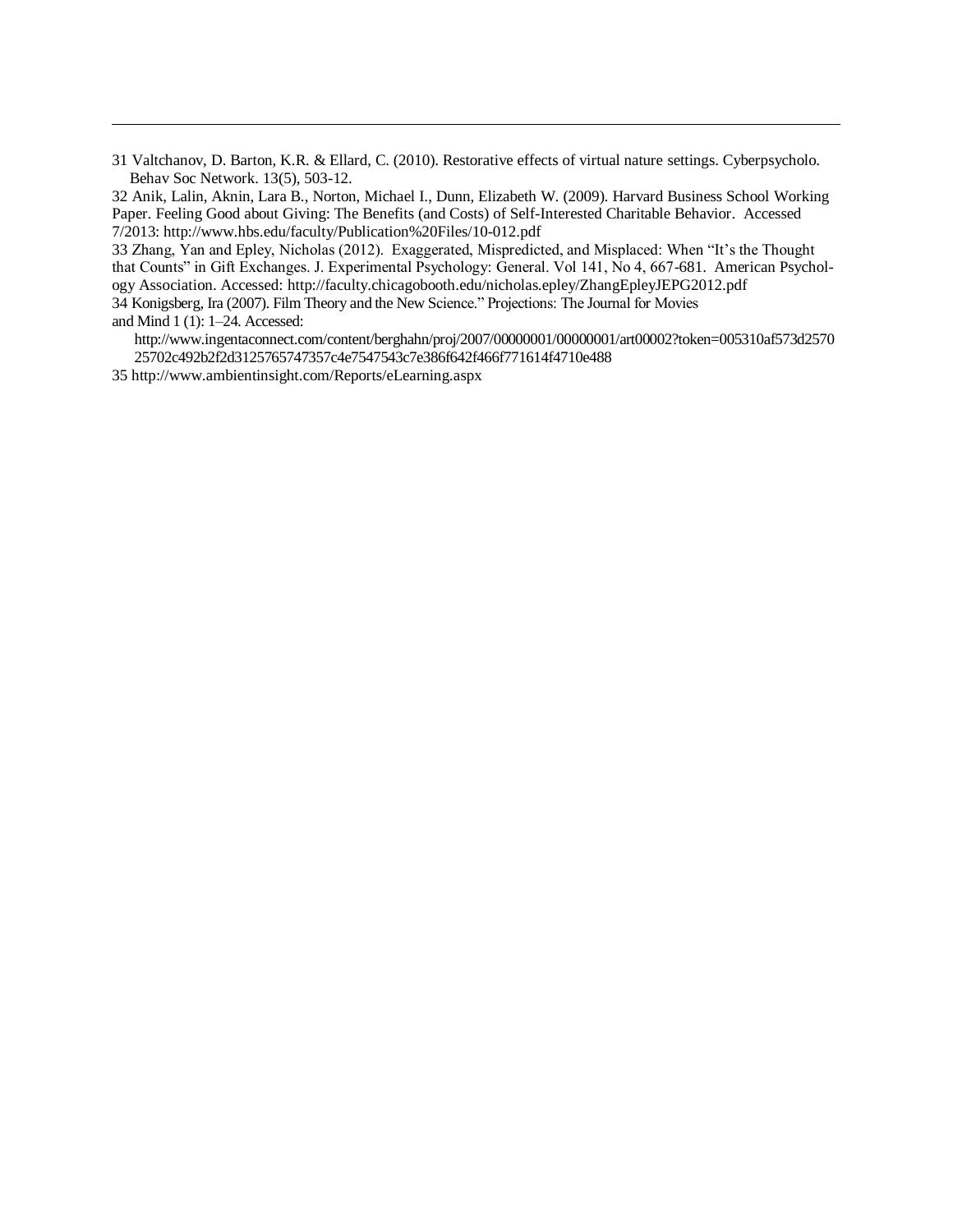31 Valtchanov, D. Barton, K.R. & Ellard, C. (2010). Restorative effects of virtual nature settings. Cyberpsycholo. Behav Soc Network. 13(5), 503-12.

32 Anik, Lalin, Aknin, Lara B., Norton, Michael I., Dunn, Elizabeth W. (2009). Harvard Business School Working Paper. Feeling Good about Giving: The Benefits (and Costs) of Self-Interested Charitable Behavior. Accessed 7/2013: http://www.hbs.edu/faculty/Publication%20Files/10-012.pdf

33 Zhang, Yan and Epley, Nicholas (2012). Exaggerated, Mispredicted, and Misplaced: When "It's the Thought that Counts" in Gift Exchanges. J. Experimental Psychology: General. Vol 141, No 4, 667-681. American Psychology Association. Accessed: http://faculty.chicagobooth.edu/nicholas.epley/ZhangEpleyJEPG2012.pdf

34 Konigsberg, Ira (2007). Film Theory and the New Science." Projections: The Journal for Movies and Mind 1 (1): 1–24. Accessed: http://www.ingentaconnect.com/content/berghahn/proj/2007/00000001/00000001/art00002?token=005310af573d257025702c492b2f2d3125765747357c4e7547543c7e386f642f466f771614f4710e488

35 http://www.ambientinsight.com/Reports/eLearning.aspx